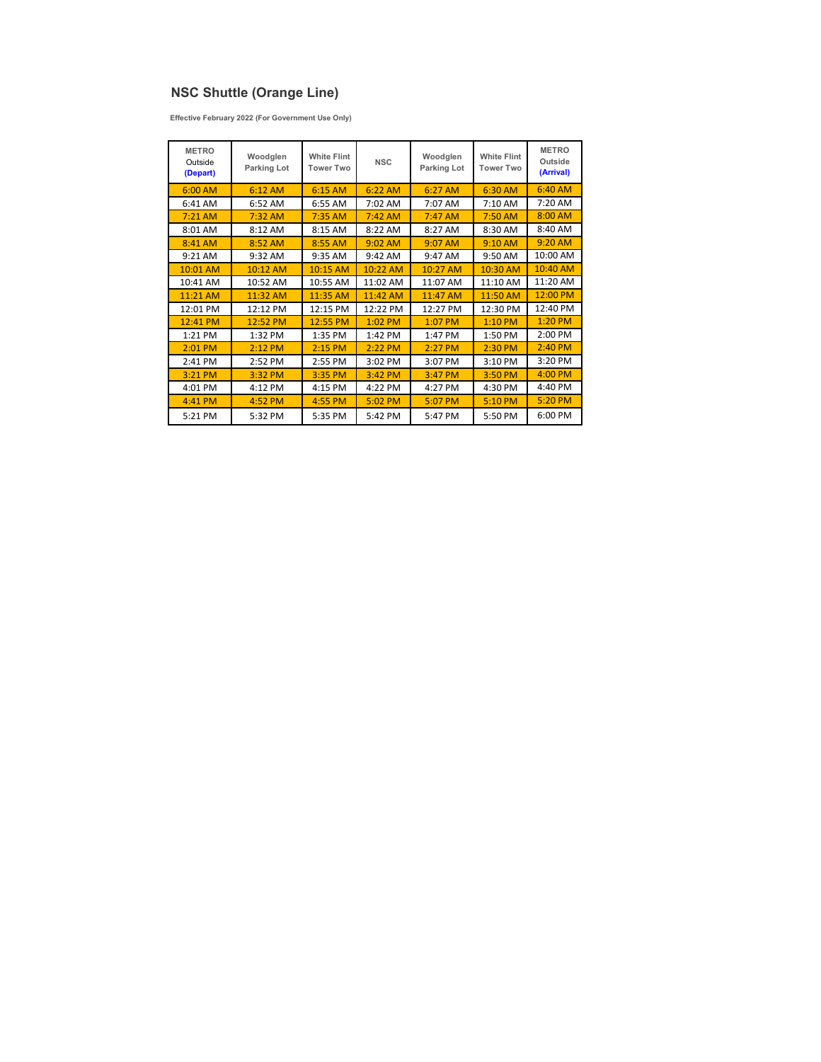## NSC Shuttle (Orange Line)

**Effective February 2022 (For Government Use Only)**

| METRO Outside (Depart) | Woodglen Parking Lot | White Flint Tower Two | NSC | Woodglen Parking Lot | White Flint Tower Two | METRO Outside (Arrival) |
|---|---|---|---|---|---|---|
| 6:00 AM | 6:12 AM | 6:15 AM | 6:22 AM | 6:27 AM | 6:30 AM | 6:40 AM |
| 6:41 AM | 6:52 AM | 6:55 AM | 7:02 AM | 7:07 AM | 7:10 AM | 7:20 AM |
| 7:21 AM | 7:32 AM | 7:35 AM | 7:42 AM | 7:47 AM | 7:50 AM | 8:00 AM |
| 8:01 AM | 8:12 AM | 8:15 AM | 8:22 AM | 8:27 AM | 8:30 AM | 8:40 AM |
| 8:41 AM | 8:52 AM | 8:55 AM | 9:02 AM | 9:07 AM | 9:10 AM | 9:20 AM |
| 9:21 AM | 9:32 AM | 9:35 AM | 9:42 AM | 9:47 AM | 9:50 AM | 10:00 AM |
| 10:01 AM | 10:12 AM | 10:15 AM | 10:22 AM | 10:27 AM | 10:30 AM | 10:40 AM |
| 10:41 AM | 10:52 AM | 10:55 AM | 11:02 AM | 11:07 AM | 11:10 AM | 11:20 AM |
| 11:21 AM | 11:32 AM | 11:35 AM | 11:42 AM | 11:47 AM | 11:50 AM | 12:00 PM |
| 12:01 PM | 12:12 PM | 12:15 PM | 12:22 PM | 12:27 PM | 12:30 PM | 12:40 PM |
| 12:41 PM | 12:52 PM | 12:55 PM | 1:02 PM | 1:07 PM | 1:10 PM | 1:20 PM |
| 1:21 PM | 1:32 PM | 1:35 PM | 1:42 PM | 1:47 PM | 1:50 PM | 2:00 PM |
| 2:01 PM | 2:12 PM | 2:15 PM | 2:22 PM | 2:27 PM | 2:30 PM | 2:40 PM |
| 2:41 PM | 2:52 PM | 2:55 PM | 3:02 PM | 3:07 PM | 3:10 PM | 3:20 PM |
| 3:21 PM | 3:32 PM | 3:35 PM | 3:42 PM | 3:47 PM | 3:50 PM | 4:00 PM |
| 4:01 PM | 4:12 PM | 4:15 PM | 4:22 PM | 4:27 PM | 4:30 PM | 4:40 PM |
| 4:41 PM | 4:52 PM | 4:55 PM | 5:02 PM | 5:07 PM | 5:10 PM | 5:20 PM |
| 5:21 PM | 5:32 PM | 5:35 PM | 5:42 PM | 5:47 PM | 5:50 PM | 6:00 PM |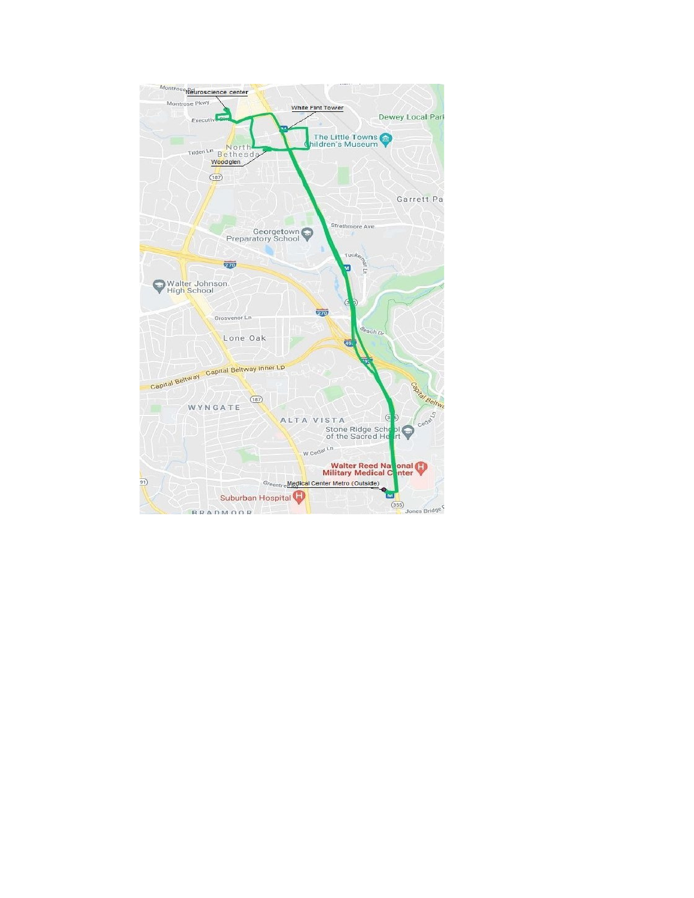Neuroscience center

White Flint Tower

Woodglen

Medical Center Metro (Outside)

Montrose Rd

Montrose Pkwy

Executive Blvd

Dewey Local Park

The Little Towns Children's Museum

North Bethesda

Tilden Ln

187

Garrett Pa

Strathmore Ave

Georgetown Preparatory School

Tuckerman Ln

270

Walter Johnson High School

355

Grosvenor Ln

Beach Dr

Lone Oak

495

Capital Beltway

Capital Beltway Inner Lp

WYNGATE

ALTA VISTA

Stone Ridge School of the Sacred Heart

Cedar Ln

W Cedar Ln

Walter Reed National Military Medical Center

Greentree Rd

Suburban Hospital

BRADMOOR

Jones Bridge Rd